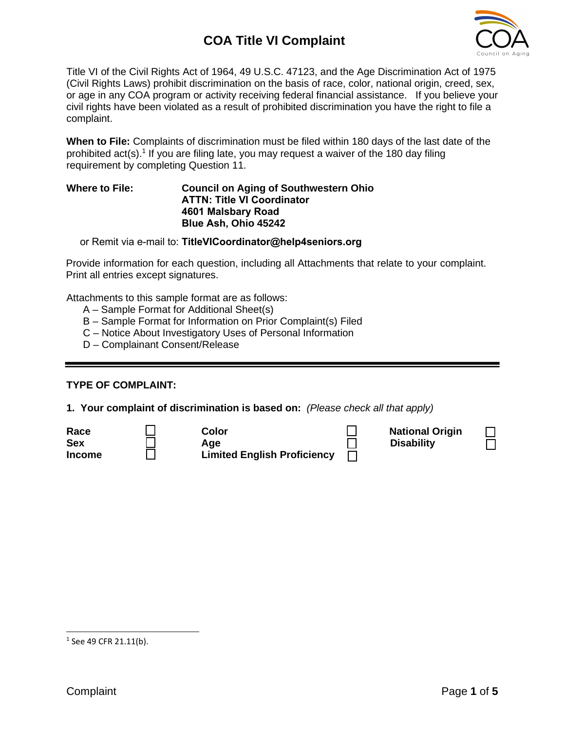# COA Title VI Complaint

Title VI of the Civil Rights Act of 1964, 49 U.S.C. 47123, and the Age Discrimination Act of 1975 (Civil Rights Laws) prohibit discrimination on the basis of race, color, national origin, creed, sex, or age in any COA program or activity receiving federal financial assistance. If you believe your civil rights have been violated as a result of prohibited discrimination you have the right to file a complaint.

**When to File:** Complaints of discrimination must be filed within 180 days of the last date of the prohibited act(s).[1] If you are filing late, you may request a waiver of the 180 day filing requirement by completing Question 11.

**Where to File:** **Council on Aging of Southwestern Ohio**
**ATTN: Title VI Coordinator**
**4601 Malsbary Road**
**Blue Ash, Ohio 45242**

or Remit via e-mail to: **TitleVICoordinator@help4seniors.org**

Provide information for each question, including all Attachments that relate to your complaint. Print all entries except signatures.

Attachments to this sample format are as follows:

- A – Sample Format for Additional Sheet(s)
- B – Sample Format for Information on Prior Complaint(s) Filed
- C – Notice About Investigatory Uses of Personal Information
- D – Complainant Consent/Release

---

**TYPE OF COMPLAINT:**

**1. Your complaint of discrimination is based on:** *(Please check all that apply)*

| | | | | | |
|---|---|---|---|---|---|
| **Race** | ☐ | **Color** | ☐ | **National Origin** | ☐ |
| **Sex** | ☐ | **Age** | ☐ | **Disability** | ☐ |
| **Income** | ☐ | **Limited English Proficiency** | ☐ | | |

[1] See 49 CFR 21.11(b).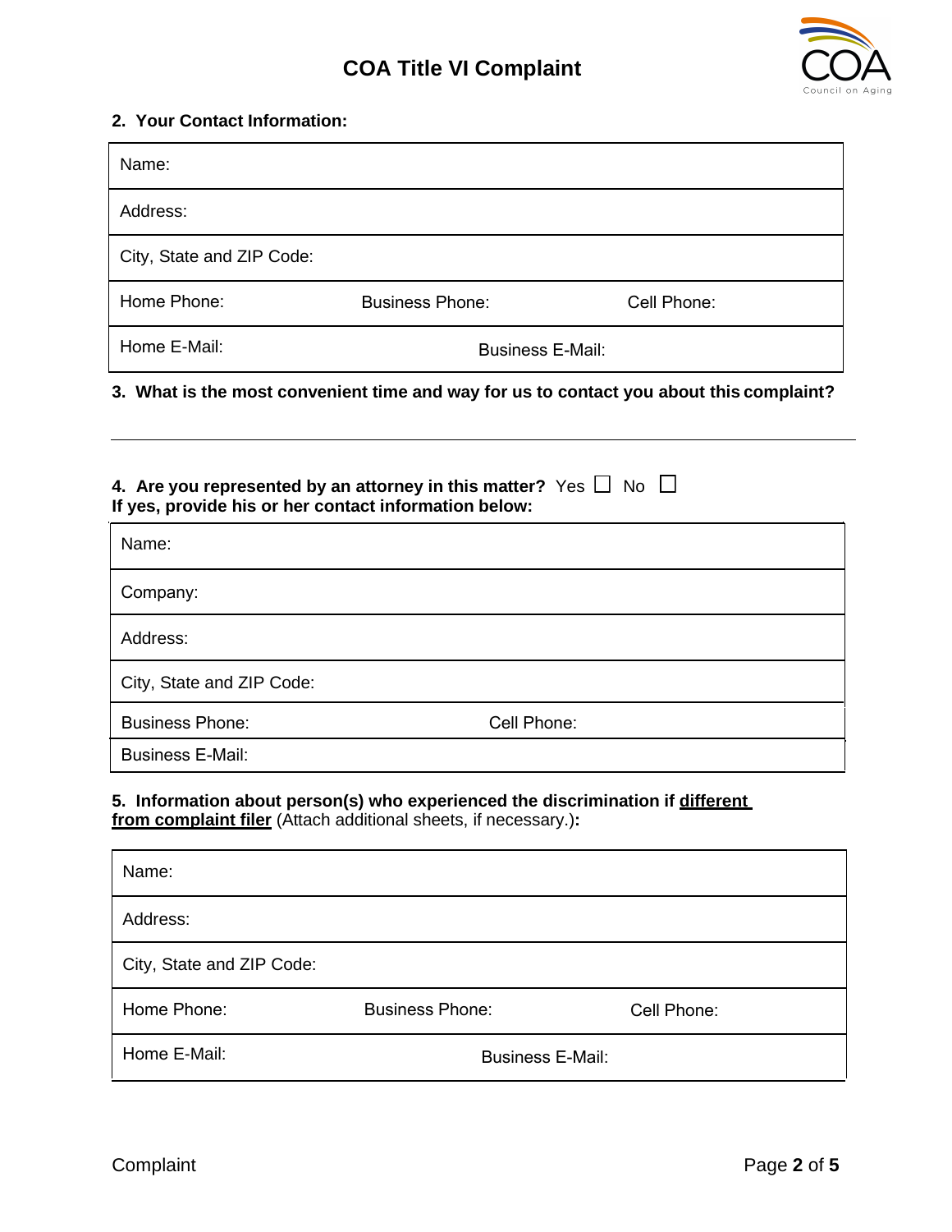# COA Title VI Complaint

**2. Your Contact Information:**

| Name: | | |
|---|---|---|
| Address: | | |
| City, State and ZIP Code: | | |
| Home Phone: | Business Phone: | Cell Phone: |
| Home E-Mail: | Business E-Mail: | |

**3. What is the most convenient time and way for us to contact you about this complaint?**

---

**4. Are you represented by an attorney in this matter?** Yes ☐ No ☐
**If yes, provide his or her contact information below:**

| Name: | |
|---|---|
| Company: | |
| Address: | |
| City, State and ZIP Code: | |
| Business Phone: | Cell Phone: |
| Business E-Mail: | |

**5. Information about person(s) who experienced the discrimination if <u>different from complaint filer</u>** (Attach additional sheets, if necessary.)**:**

| Name: | | |
|---|---|---|
| Address: | | |
| City, State and ZIP Code: | | |
| Home Phone: | Business Phone: | Cell Phone: |
| Home E-Mail: | Business E-Mail: | |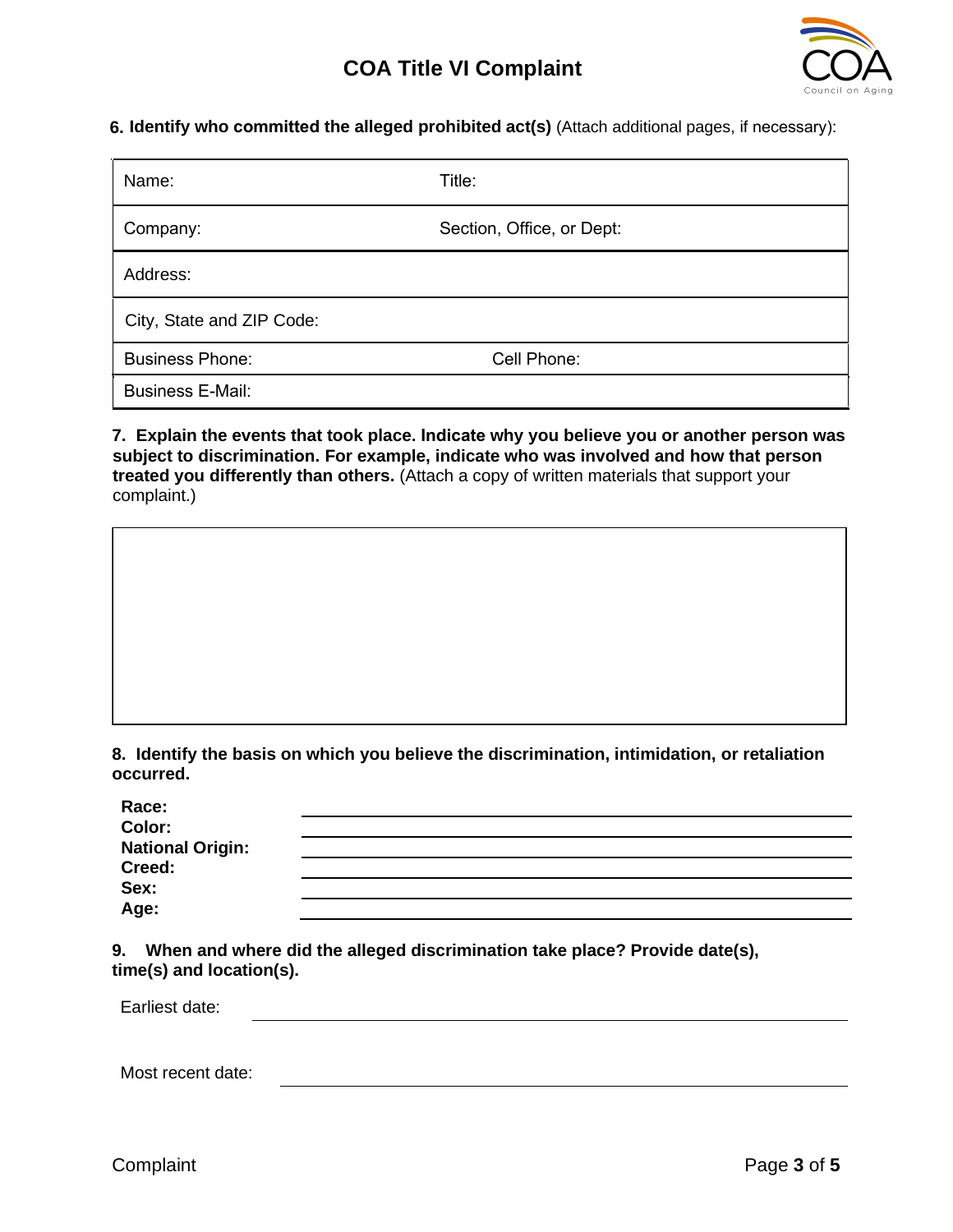**6. Identify who committed the alleged prohibited act(s)** (Attach additional pages, if necessary):

| Name: | Title: |
|---|---|
| Company: | Section, Office, or Dept: |
| Address: | |
| City, State and ZIP Code: | |
| Business Phone: | Cell Phone: |
| Business E-Mail: | |

**7. Explain the events that took place. Indicate why you believe you or another person was subject to discrimination. For example, indicate who was involved and how that person treated you differently than others.** (Attach a copy of written materials that support your complaint.)

**8. Identify the basis on which you believe the discrimination, intimidation, or retaliation occurred.**

**Race:** ____________________

**Color:** ____________________

**National Origin:** ____________________

**Creed:** ____________________

**Sex:** ____________________

**Age:** ____________________

**9. When and where did the alleged discrimination take place? Provide date(s), time(s) and location(s).**

Earliest date: ____________________

Most recent date: ____________________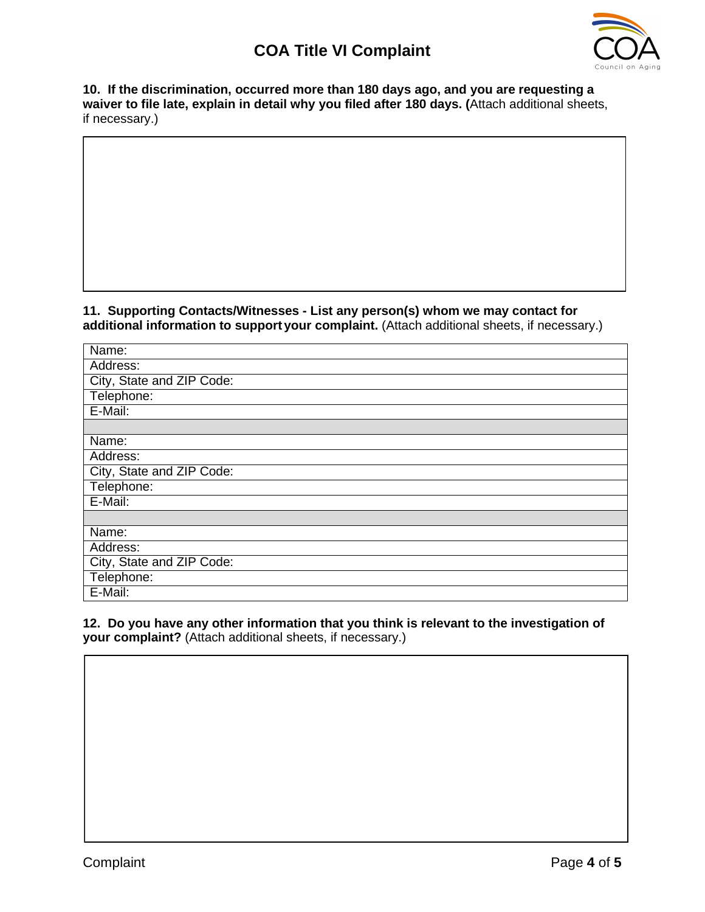**10. If the discrimination, occurred more than 180 days ago, and you are requesting a waiver to file late, explain in detail why you filed after 180 days. (**Attach additional sheets, if necessary.)

| |
|---|
| |

**11. Supporting Contacts/Witnesses - List any person(s) whom we may contact for additional information to support your complaint.** (Attach additional sheets, if necessary.)

| |
|---|
| Name: |
| Address: |
| City, State and ZIP Code: |
| Telephone: |
| E-Mail: |
| |
| Name: |
| Address: |
| City, State and ZIP Code: |
| Telephone: |
| E-Mail: |
| |
| Name: |
| Address: |
| City, State and ZIP Code: |
| Telephone: |
| E-Mail: |

**12. Do you have any other information that you think is relevant to the investigation of your complaint?** (Attach additional sheets, if necessary.)

| |
|---|
| |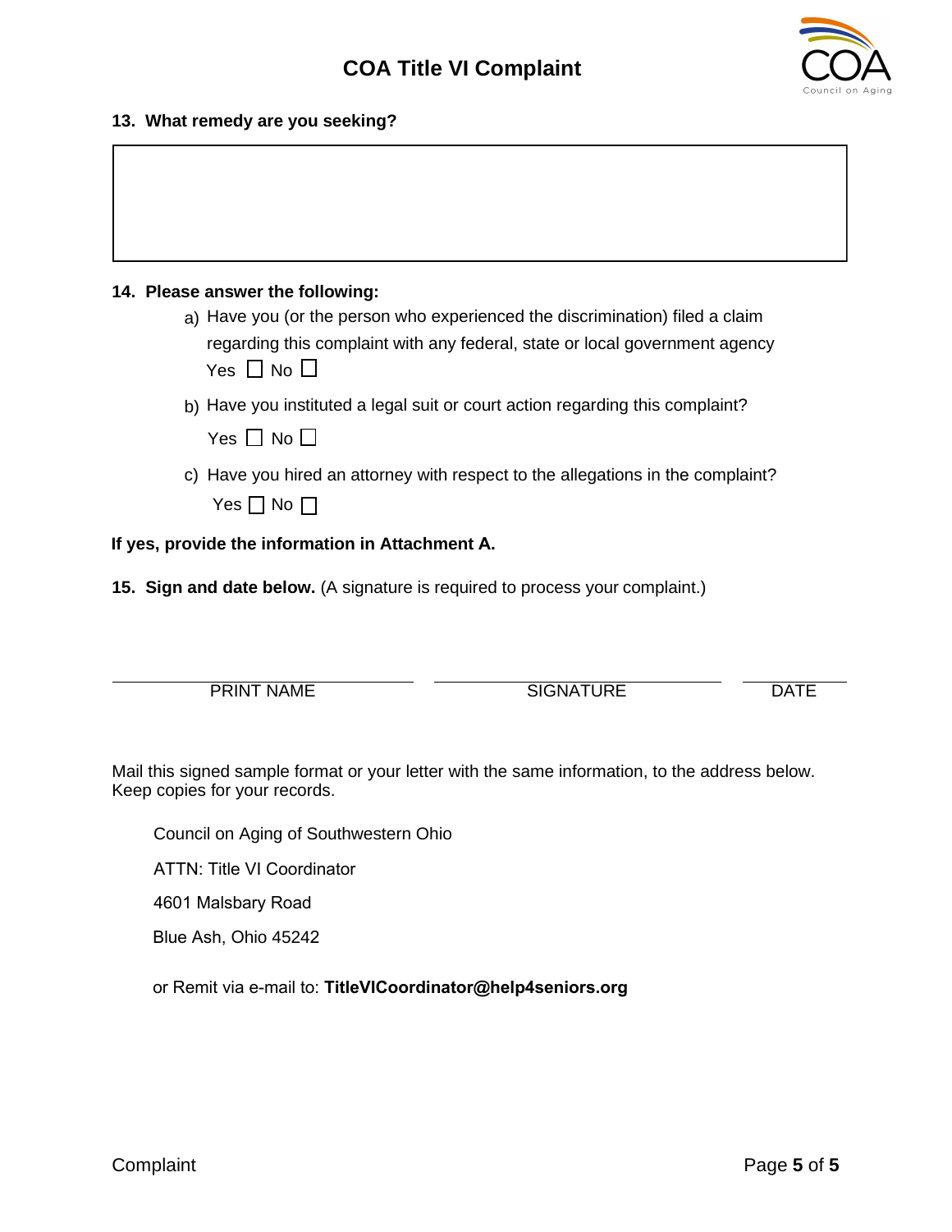**13. What remedy are you seeking?**

**14. Please answer the following:**

a) Have you (or the person who experienced the discrimination) filed a claim regarding this complaint with any federal, state or local government agency
Yes ☐ No ☐

b) Have you instituted a legal suit or court action regarding this complaint?
Yes ☐ No ☐

c) Have you hired an attorney with respect to the allegations in the complaint?
Yes ☐ No ☐

**If yes, provide the information in Attachment A.**

**15. Sign and date below.** (A signature is required to process your complaint.)

| PRINT NAME | SIGNATURE | DATE |
|---|---|---|
| | | |

Mail this signed sample format or your letter with the same information, to the address below. Keep copies for your records.

Council on Aging of Southwestern Ohio
ATTN: Title VI Coordinator
4601 Malsbary Road
Blue Ash, Ohio 45242

or Remit via e-mail to: **TitleVICoordinator@help4seniors.org**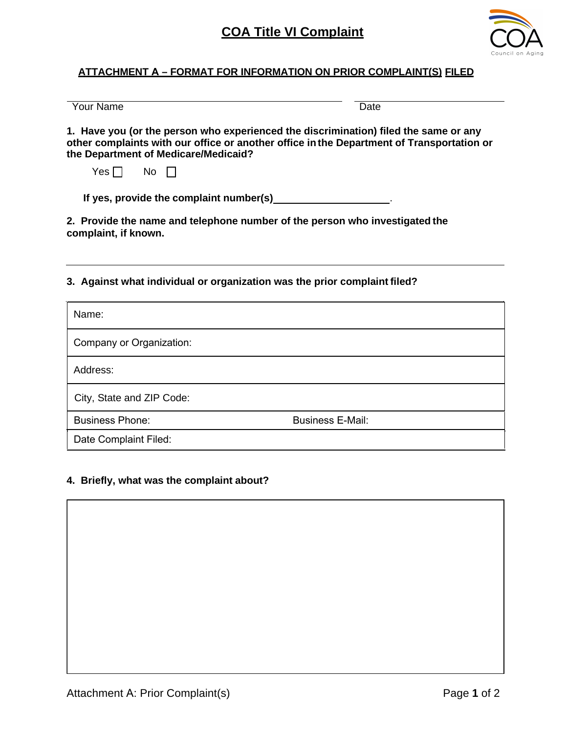# COA Title VI Complaint

## ATTACHMENT A – FORMAT FOR INFORMATION ON PRIOR COMPLAINT(S) FILED

Your Name ______________________ Date ______________

**1. Have you (or the person who experienced the discrimination) filed the same or any other complaints with our office or another office in the Department of Transportation or the Department of Medicare/Medicaid?**

Yes ☐ No ☐

**If yes, provide the complaint number(s)** ____________________.

**2. Provide the name and telephone number of the person who investigated the complaint, if known.**

______________________________________________

**3. Against what individual or organization was the prior complaint filed?**

| Name: | |
|---|---|
| Company or Organization: | |
| Address: | |
| City, State and ZIP Code: | |
| Business Phone: | Business E-Mail: |
| Date Complaint Filed: | |

**4. Briefly, what was the complaint about?**

| |
|---|
| |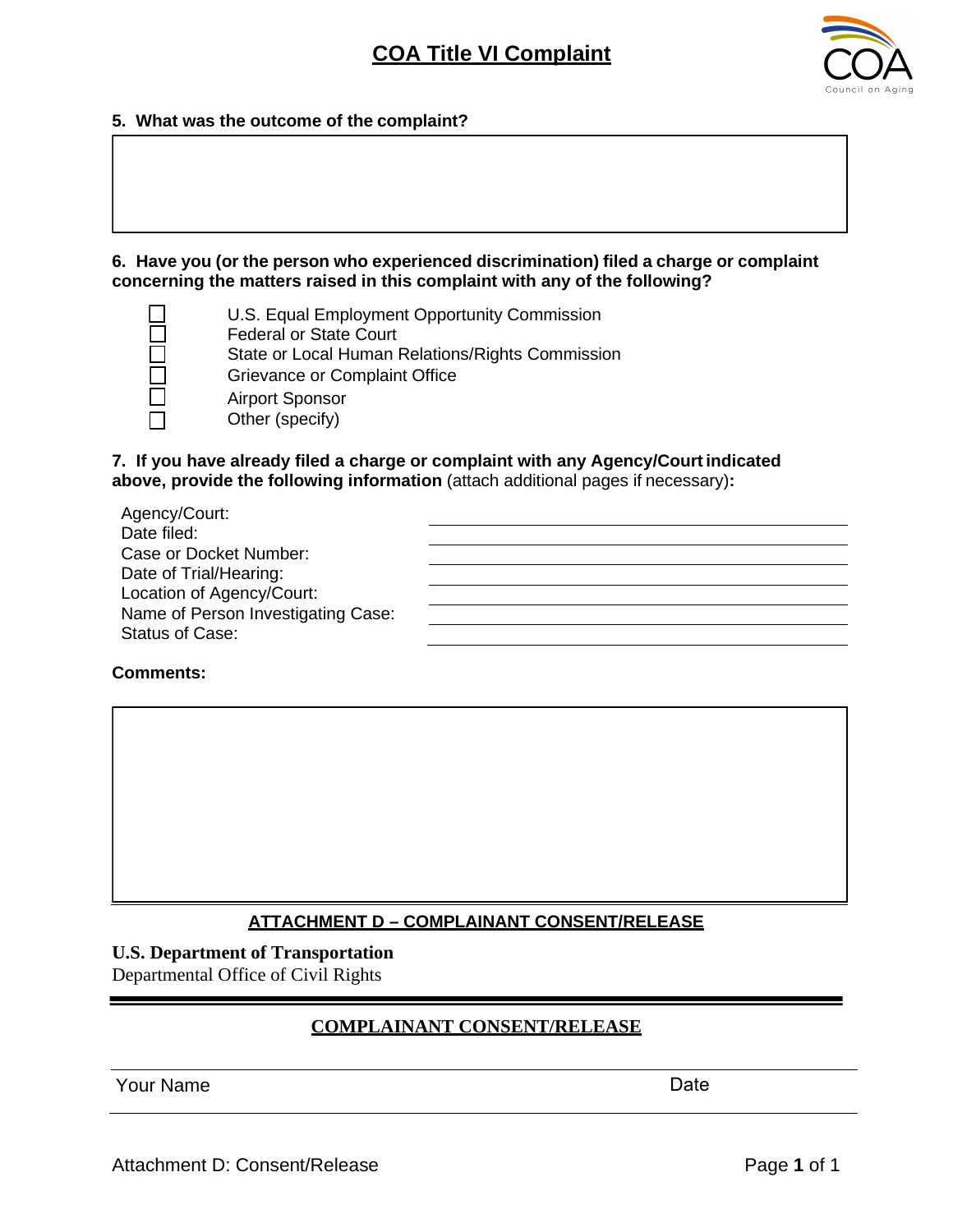# COA Title VI Complaint

**5. What was the outcome of the complaint?**

**6. Have you (or the person who experienced discrimination) filed a charge or complaint concerning the matters raised in this complaint with any of the following?**

- ☐ U.S. Equal Employment Opportunity Commission
- ☐ Federal or State Court
- ☐ State or Local Human Relations/Rights Commission
- ☐ Grievance or Complaint Office
- ☐ Airport Sponsor
- ☐ Other (specify)

**7. If you have already filed a charge or complaint with any Agency/Court indicated above, provide the following information** (attach additional pages if necessary)**:**

Agency/Court: ______________________

Date filed: ______________________

Case or Docket Number: ______________________

Date of Trial/Hearing: ______________________

Location of Agency/Court: ______________________

Name of Person Investigating Case: ______________________

Status of Case: ______________________

**Comments:**

## ATTACHMENT D – COMPLAINANT CONSENT/RELEASE

**U.S. Department of Transportation**
Departmental Office of Civil Rights

## COMPLAINANT CONSENT/RELEASE

Your Name ______________________ Date ______________________

Attachment D: Consent/Release